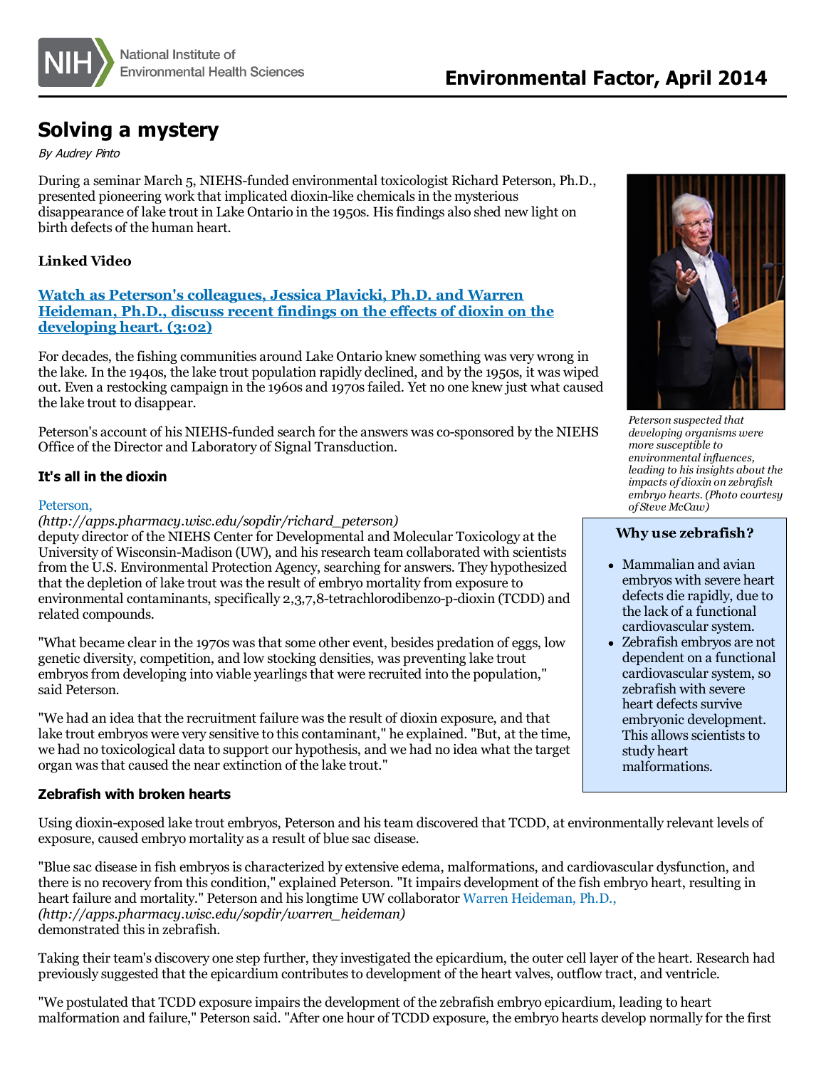# Solving a mystery

*By Audrey Pinto*

During a seminar March 5, NIEHS-funded environmental toxicologist Richard Peterson, Ph.D., presented pioneering work that implicated dioxin-like chemicals in the mysterious disappearance of lake trout in Lake Ontario in the 1950s. His findings also shed new light on birth defects of the human heart.

**Linked Video**

**[Watch as Peterson's colleagues, Jessica Plavicki, Ph.D. and Warren Heideman, Ph.D., discuss recent findings on the effects of dioxin on the developing heart. (3:02)]**

For decades, the fishing communities around Lake Ontario knew something was very wrong in the lake. In the 1940s, the lake trout population rapidly declined, and by the 1950s, it was wiped out. Even a restocking campaign in the 1960s and 1970s failed. Yet no one knew just what caused the lake trout to disappear.

Peterson's account of his NIEHS-funded search for the answers was co-sponsored by the NIEHS Office of the Director and Laboratory of Signal Transduction.

*Peterson suspected that developing organisms were more susceptible to environmental influences, leading to his insights about the impacts of dioxin on zebrafish embryo hearts. (Photo courtesy of Steve McCaw)*

### It's all in the dioxin

Peterson, *(http://apps.pharmacy.wisc.edu/sopdir/richard_peterson)* deputy director of the NIEHS Center for Developmental and Molecular Toxicology at the University of Wisconsin-Madison (UW), and his research team collaborated with scientists from the U.S. Environmental Protection Agency, searching for answers. They hypothesized that the depletion of lake trout was the result of embryo mortality from exposure to environmental contaminants, specifically 2,3,7,8-tetrachlorodibenzo-p-dioxin (TCDD) and related compounds.

"What became clear in the 1970s was that some other event, besides predation of eggs, low genetic diversity, competition, and low stocking densities, was preventing lake trout embryos from developing into viable yearlings that were recruited into the population," said Peterson.

"We had an idea that the recruitment failure was the result of dioxin exposure, and that lake trout embryos were very sensitive to this contaminant," he explained. "But, at the time, we had no toxicological data to support our hypothesis, and we had no idea what the target organ was that caused the near extinction of the lake trout."

**Why use zebrafish?**

- Mammalian and avian embryos with severe heart defects die rapidly, due to the lack of a functional cardiovascular system.
- Zebrafish embryos are not dependent on a functional cardiovascular system, so zebrafish with severe heart defects survive embryonic development. This allows scientists to study heart malformations.

### Zebrafish with broken hearts

Using dioxin-exposed lake trout embryos, Peterson and his team discovered that TCDD, at environmentally relevant levels of exposure, caused embryo mortality as a result of blue sac disease.

"Blue sac disease in fish embryos is characterized by extensive edema, malformations, and cardiovascular dysfunction, and there is no recovery from this condition," explained Peterson. "It impairs development of the fish embryo heart, resulting in heart failure and mortality." Peterson and his longtime UW collaborator Warren Heideman, Ph.D., *(http://apps.pharmacy.wisc.edu/sopdir/warren_heideman)* demonstrated this in zebrafish.

Taking their team's discovery one step further, they investigated the epicardium, the outer cell layer of the heart. Research had previously suggested that the epicardium contributes to development of the heart valves, outflow tract, and ventricle.

"We postulated that TCDD exposure impairs the development of the zebrafish embryo epicardium, leading to heart malformation and failure," Peterson said. "After one hour of TCDD exposure, the embryo hearts develop normally for the first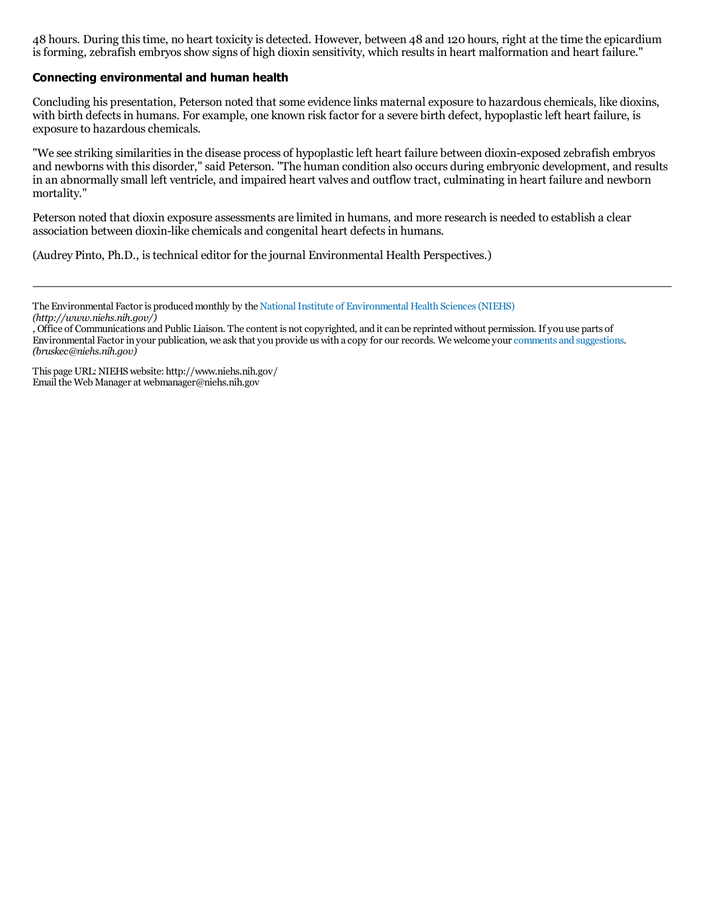48 hours. During this time, no heart toxicity is detected. However, between 48 and 120 hours, right at the time the epicardium is forming, zebrafish embryos show signs of high dioxin sensitivity, which results in heart malformation and heart failure."

### Connecting environmental and human health

Concluding his presentation, Peterson noted that some evidence links maternal exposure to hazardous chemicals, like dioxins, with birth defects in humans. For example, one known risk factor for a severe birth defect, hypoplastic left heart failure, is exposure to hazardous chemicals.

"We see striking similarities in the disease process of hypoplastic left heart failure between dioxin-exposed zebrafish embryos and newborns with this disorder," said Peterson. "The human condition also occurs during embryonic development, and results in an abnormally small left ventricle, and impaired heart valves and outflow tract, culminating in heart failure and newborn mortality."

Peterson noted that dioxin exposure assessments are limited in humans, and more research is needed to establish a clear association between dioxin-like chemicals and congenital heart defects in humans.

(Audrey Pinto, Ph.D., is technical editor for the journal Environmental Health Perspectives.)

---

The Environmental Factor is produced monthly by the National Institute of Environmental Health Sciences (NIEHS) *(http://www.niehs.nih.gov/)*
, Office of Communications and Public Liaison. The content is not copyrighted, and it can be reprinted without permission. If you use parts of Environmental Factor in your publication, we ask that you provide us with a copy for our records. We welcome your comments and suggestions. *(bruskec@niehs.nih.gov)*

This page URL: NIEHS website: http://www.niehs.nih.gov/
Email the Web Manager at webmanager@niehs.nih.gov